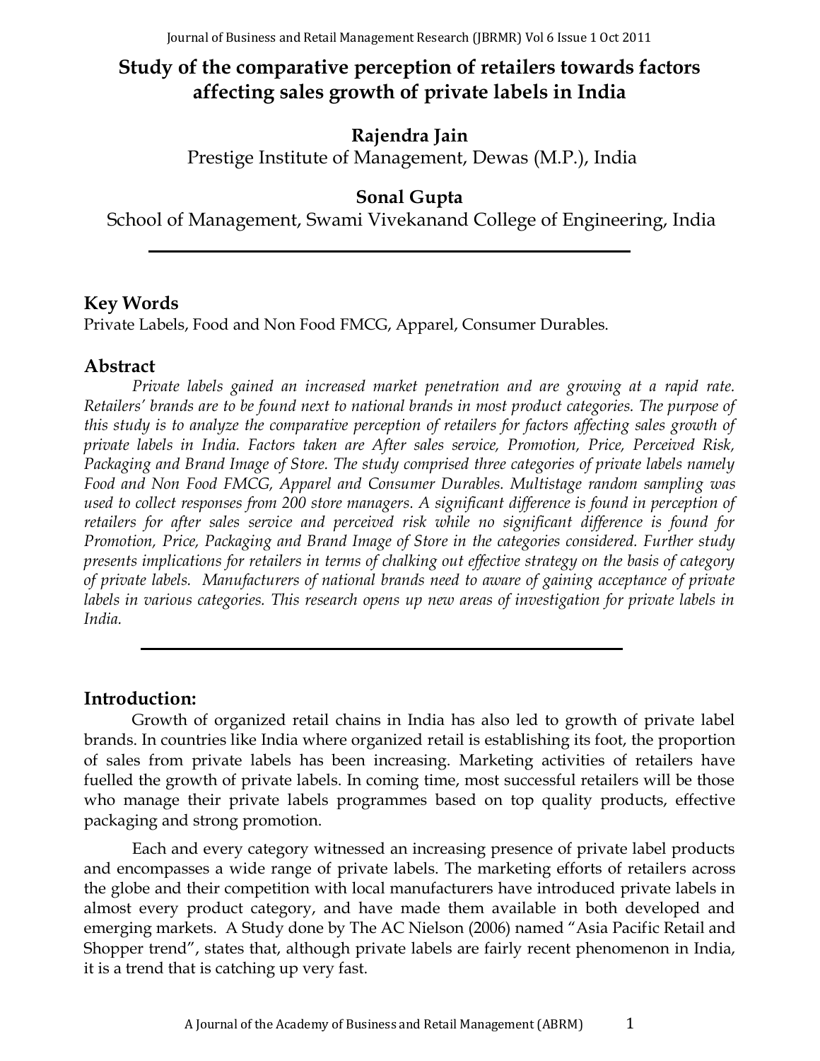# Study of the comparative perception of retailers towards factors affecting sales growth of private labels in India

**Rajendra Jain**
Prestige Institute of Management, Dewas (M.P.), India

**Sonal Gupta**
School of Management, Swami Vivekanand College of Engineering, India

## Key Words

Private Labels, Food and Non Food FMCG, Apparel, Consumer Durables.

## Abstract

*Private labels gained an increased market penetration and are growing at a rapid rate. Retailers' brands are to be found next to national brands in most product categories. The purpose of this study is to analyze the comparative perception of retailers for factors affecting sales growth of private labels in India. Factors taken are After sales service, Promotion, Price, Perceived Risk, Packaging and Brand Image of Store. The study comprised three categories of private labels namely Food and Non Food FMCG, Apparel and Consumer Durables. Multistage random sampling was used to collect responses from 200 store managers. A significant difference is found in perception of retailers for after sales service and perceived risk while no significant difference is found for Promotion, Price, Packaging and Brand Image of Store in the categories considered. Further study presents implications for retailers in terms of chalking out effective strategy on the basis of category of private labels. Manufacturers of national brands need to aware of gaining acceptance of private labels in various categories. This research opens up new areas of investigation for private labels in India.*

## Introduction:

Growth of organized retail chains in India has also led to growth of private label brands. In countries like India where organized retail is establishing its foot, the proportion of sales from private labels has been increasing. Marketing activities of retailers have fuelled the growth of private labels. In coming time, most successful retailers will be those who manage their private labels programmes based on top quality products, effective packaging and strong promotion.

Each and every category witnessed an increasing presence of private label products and encompasses a wide range of private labels. The marketing efforts of retailers across the globe and their competition with local manufacturers have introduced private labels in almost every product category, and have made them available in both developed and emerging markets. A Study done by The AC Nielson (2006) named "Asia Pacific Retail and Shopper trend", states that, although private labels are fairly recent phenomenon in India, it is a trend that is catching up very fast.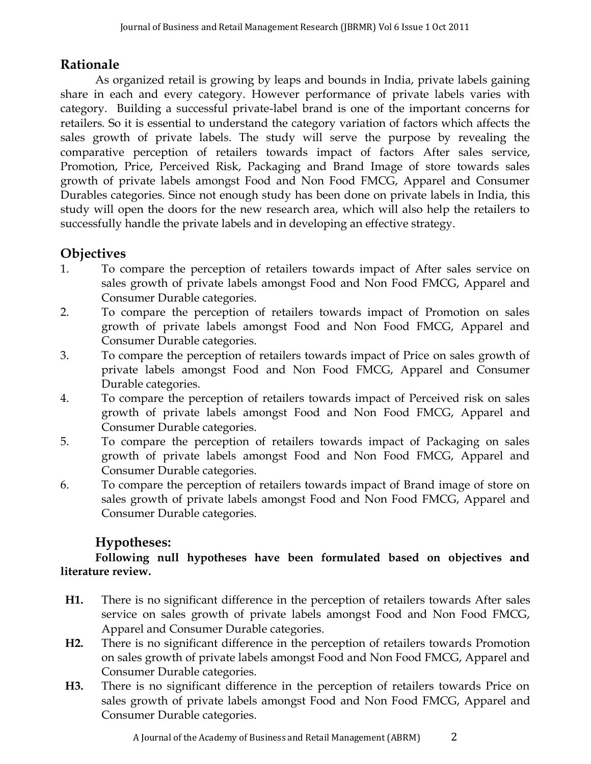## Rationale

As organized retail is growing by leaps and bounds in India, private labels gaining share in each and every category. However performance of private labels varies with category. Building a successful private-label brand is one of the important concerns for retailers. So it is essential to understand the category variation of factors which affects the sales growth of private labels. The study will serve the purpose by revealing the comparative perception of retailers towards impact of factors After sales service, Promotion, Price, Perceived Risk, Packaging and Brand Image of store towards sales growth of private labels amongst Food and Non Food FMCG, Apparel and Consumer Durables categories. Since not enough study has been done on private labels in India, this study will open the doors for the new research area, which will also help the retailers to successfully handle the private labels and in developing an effective strategy.

## Objectives

1. To compare the perception of retailers towards impact of After sales service on sales growth of private labels amongst Food and Non Food FMCG, Apparel and Consumer Durable categories.
2. To compare the perception of retailers towards impact of Promotion on sales growth of private labels amongst Food and Non Food FMCG, Apparel and Consumer Durable categories.
3. To compare the perception of retailers towards impact of Price on sales growth of private labels amongst Food and Non Food FMCG, Apparel and Consumer Durable categories.
4. To compare the perception of retailers towards impact of Perceived risk on sales growth of private labels amongst Food and Non Food FMCG, Apparel and Consumer Durable categories.
5. To compare the perception of retailers towards impact of Packaging on sales growth of private labels amongst Food and Non Food FMCG, Apparel and Consumer Durable categories.
6. To compare the perception of retailers towards impact of Brand image of store on sales growth of private labels amongst Food and Non Food FMCG, Apparel and Consumer Durable categories.

## Hypotheses:

**Following null hypotheses have been formulated based on objectives and literature review.**

**H1.** There is no significant difference in the perception of retailers towards After sales service on sales growth of private labels amongst Food and Non Food FMCG, Apparel and Consumer Durable categories.

**H2.** There is no significant difference in the perception of retailers towards Promotion on sales growth of private labels amongst Food and Non Food FMCG, Apparel and Consumer Durable categories.

**H3.** There is no significant difference in the perception of retailers towards Price on sales growth of private labels amongst Food and Non Food FMCG, Apparel and Consumer Durable categories.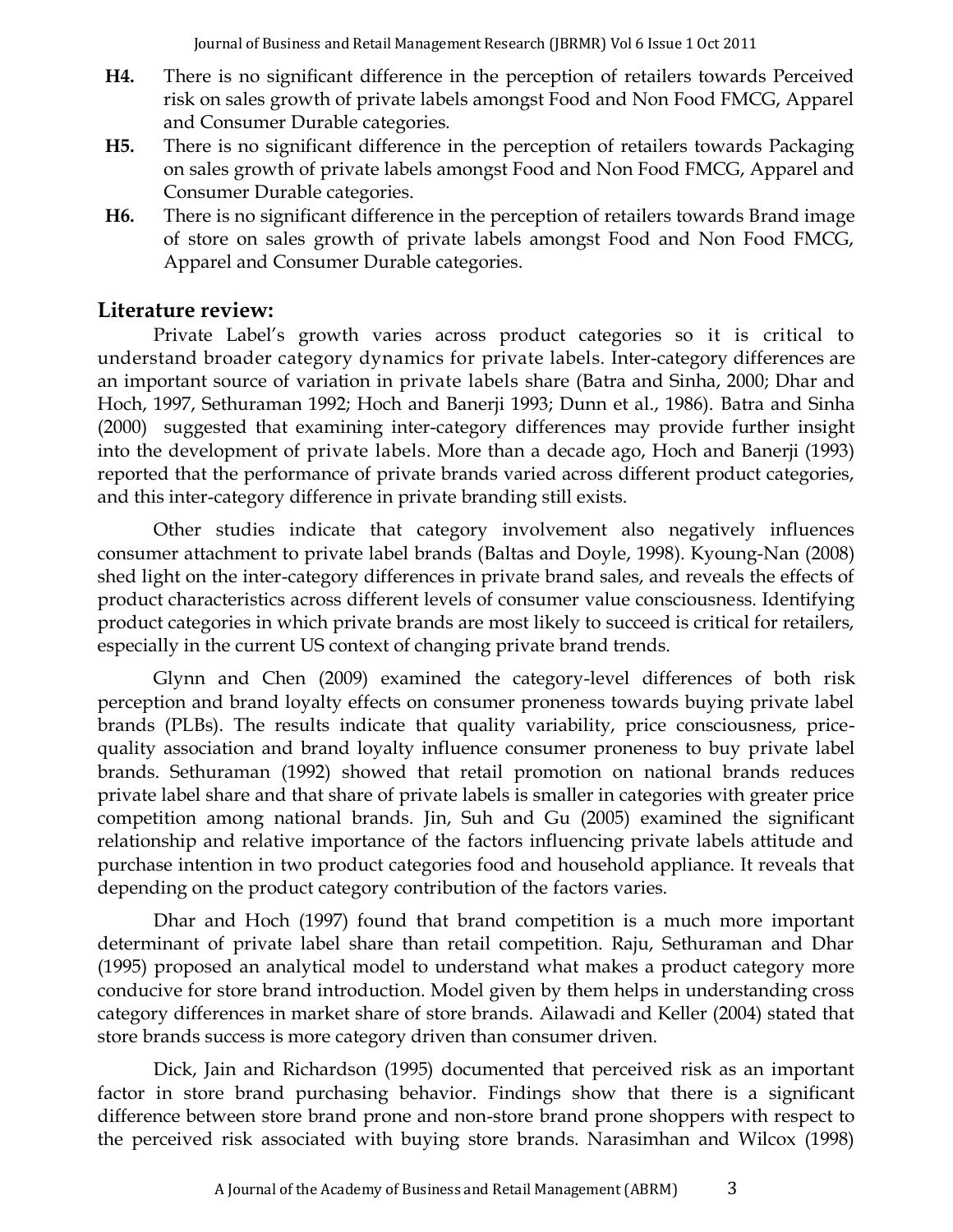**H4.** There is no significant difference in the perception of retailers towards Perceived risk on sales growth of private labels amongst Food and Non Food FMCG, Apparel and Consumer Durable categories.

**H5.** There is no significant difference in the perception of retailers towards Packaging on sales growth of private labels amongst Food and Non Food FMCG, Apparel and Consumer Durable categories.

**H6.** There is no significant difference in the perception of retailers towards Brand image of store on sales growth of private labels amongst Food and Non Food FMCG, Apparel and Consumer Durable categories.

## Literature review:

Private Label's growth varies across product categories so it is critical to understand broader category dynamics for private labels. Inter-category differences are an important source of variation in private labels share (Batra and Sinha, 2000; Dhar and Hoch, 1997, Sethuraman 1992; Hoch and Banerji 1993; Dunn et al., 1986). Batra and Sinha (2000) suggested that examining inter-category differences may provide further insight into the development of private labels. More than a decade ago, Hoch and Banerji (1993) reported that the performance of private brands varied across different product categories, and this inter-category difference in private branding still exists.

Other studies indicate that category involvement also negatively influences consumer attachment to private label brands (Baltas and Doyle, 1998). Kyoung-Nan (2008) shed light on the inter-category differences in private brand sales, and reveals the effects of product characteristics across different levels of consumer value consciousness. Identifying product categories in which private brands are most likely to succeed is critical for retailers, especially in the current US context of changing private brand trends.

Glynn and Chen (2009) examined the category-level differences of both risk perception and brand loyalty effects on consumer proneness towards buying private label brands (PLBs). The results indicate that quality variability, price consciousness, price-quality association and brand loyalty influence consumer proneness to buy private label brands. Sethuraman (1992) showed that retail promotion on national brands reduces private label share and that share of private labels is smaller in categories with greater price competition among national brands. Jin, Suh and Gu (2005) examined the significant relationship and relative importance of the factors influencing private labels attitude and purchase intention in two product categories food and household appliance. It reveals that depending on the product category contribution of the factors varies.

Dhar and Hoch (1997) found that brand competition is a much more important determinant of private label share than retail competition. Raju, Sethuraman and Dhar (1995) proposed an analytical model to understand what makes a product category more conducive for store brand introduction. Model given by them helps in understanding cross category differences in market share of store brands. Ailawadi and Keller (2004) stated that store brands success is more category driven than consumer driven.

Dick, Jain and Richardson (1995) documented that perceived risk as an important factor in store brand purchasing behavior. Findings show that there is a significant difference between store brand prone and non-store brand prone shoppers with respect to the perceived risk associated with buying store brands. Narasimhan and Wilcox (1998)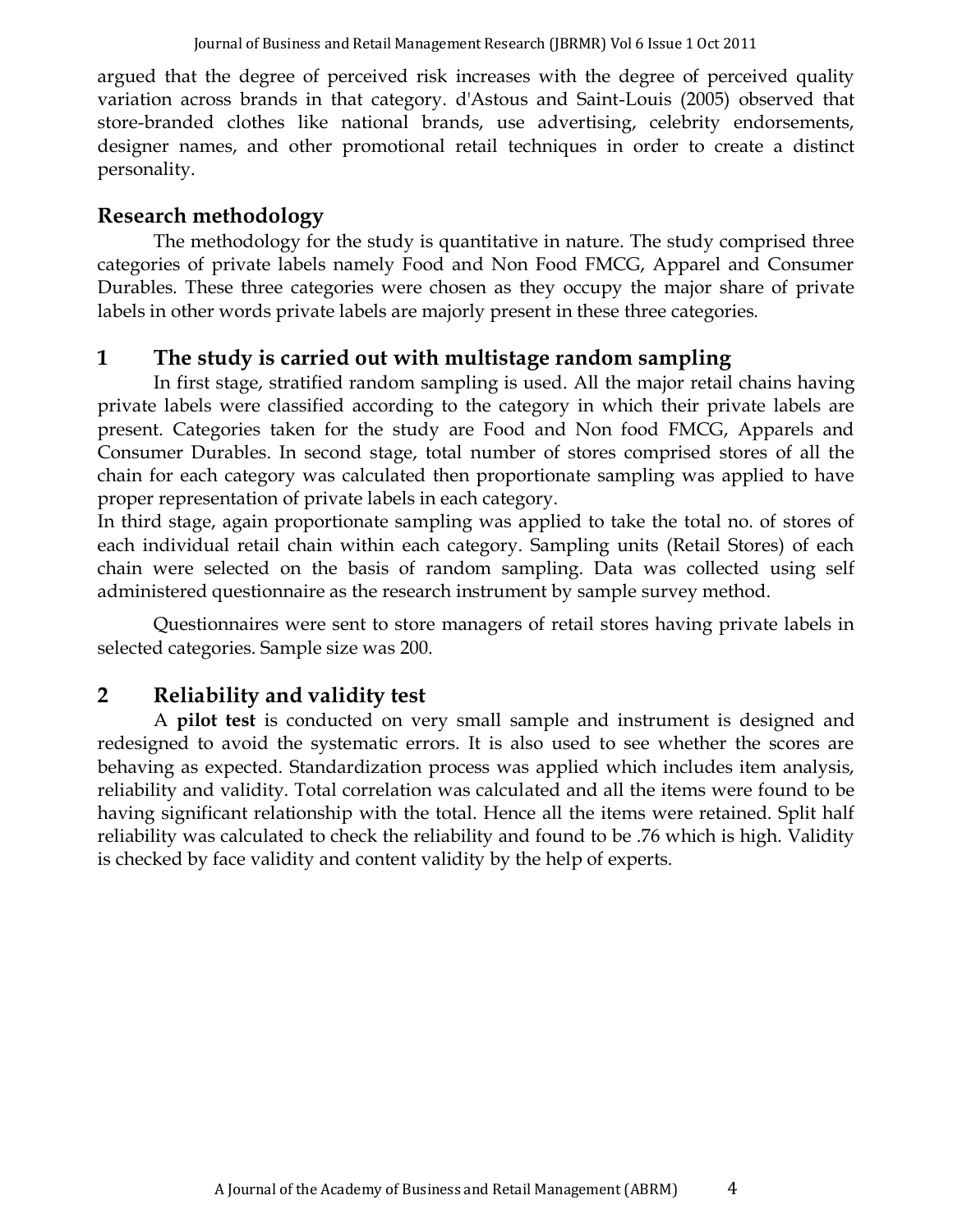argued that the degree of perceived risk increases with the degree of perceived quality variation across brands in that category. d'Astous and Saint-Louis (2005) observed that store-branded clothes like national brands, use advertising, celebrity endorsements, designer names, and other promotional retail techniques in order to create a distinct personality.

## Research methodology

The methodology for the study is quantitative in nature. The study comprised three categories of private labels namely Food and Non Food FMCG, Apparel and Consumer Durables. These three categories were chosen as they occupy the major share of private labels in other words private labels are majorly present in these three categories.

## 1 The study is carried out with multistage random sampling

In first stage, stratified random sampling is used. All the major retail chains having private labels were classified according to the category in which their private labels are present. Categories taken for the study are Food and Non food FMCG, Apparels and Consumer Durables. In second stage, total number of stores comprised stores of all the chain for each category was calculated then proportionate sampling was applied to have proper representation of private labels in each category.

In third stage, again proportionate sampling was applied to take the total no. of stores of each individual retail chain within each category. Sampling units (Retail Stores) of each chain were selected on the basis of random sampling. Data was collected using self administered questionnaire as the research instrument by sample survey method.

Questionnaires were sent to store managers of retail stores having private labels in selected categories. Sample size was 200.

## 2 Reliability and validity test

A **pilot test** is conducted on very small sample and instrument is designed and redesigned to avoid the systematic errors. It is also used to see whether the scores are behaving as expected. Standardization process was applied which includes item analysis, reliability and validity. Total correlation was calculated and all the items were found to be having significant relationship with the total. Hence all the items were retained. Split half reliability was calculated to check the reliability and found to be .76 which is high. Validity is checked by face validity and content validity by the help of experts.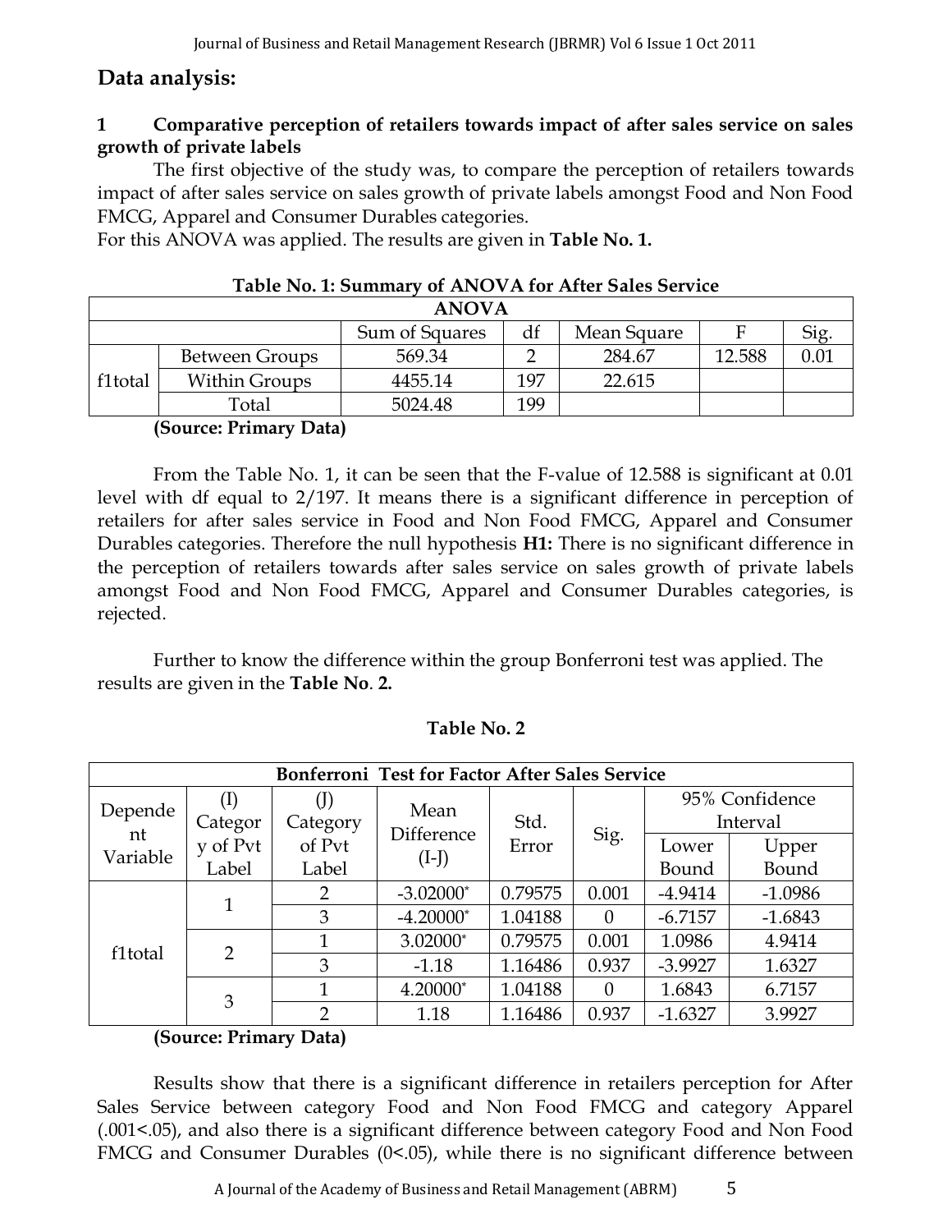## Data analysis:

### 1 Comparative perception of retailers towards impact of after sales service on sales growth of private labels

The first objective of the study was, to compare the perception of retailers towards impact of after sales service on sales growth of private labels amongst Food and Non Food FMCG, Apparel and Consumer Durables categories.
For this ANOVA was applied. The results are given in **Table No. 1.**

**Table No. 1: Summary of ANOVA for After Sales Service**

| ANOVA | | | | | | |
|---|---|---|---|---|---|---|
| | | Sum of Squares | df | Mean Square | F | Sig. |
| f1total | Between Groups | 569.34 | 2 | 284.67 | 12.588 | 0.01 |
| | Within Groups | 4455.14 | 197 | 22.615 | | |
| | Total | 5024.48 | 199 | | | |

**(Source: Primary Data)**

From the Table No. 1, it can be seen that the F-value of 12.588 is significant at 0.01 level with df equal to 2/197. It means there is a significant difference in perception of retailers for after sales service in Food and Non Food FMCG, Apparel and Consumer Durables categories. Therefore the null hypothesis **H1:** There is no significant difference in the perception of retailers towards after sales service on sales growth of private labels amongst Food and Non Food FMCG, Apparel and Consumer Durables categories, is rejected.

Further to know the difference within the group Bonferroni test was applied. The results are given in the **Table No**. **2.**

**Table No. 2**

| Bonferroni Test for Factor After Sales Service | | | | | | | |
|---|---|---|---|---|---|---|---|
| Dependent Variable | (I) Category of Pvt Label | (J) Category of Pvt Label | Mean Difference (I-J) | Std. Error | Sig. | 95% Confidence Interval | |
| | | | | | | Lower Bound | Upper Bound |
| f1total | 1 | 2 | -3.02000* | 0.79575 | 0.001 | -4.9414 | -1.0986 |
| | | 3 | -4.20000* | 1.04188 | 0 | -6.7157 | -1.6843 |
| | 2 | 1 | 3.02000* | 0.79575 | 0.001 | 1.0986 | 4.9414 |
| | | 3 | -1.18 | 1.16486 | 0.937 | -3.9927 | 1.6327 |
| | 3 | 1 | 4.20000* | 1.04188 | 0 | 1.6843 | 6.7157 |
| | | 2 | 1.18 | 1.16486 | 0.937 | -1.6327 | 3.9927 |

**(Source: Primary Data)**

Results show that there is a significant difference in retailers perception for After Sales Service between category Food and Non Food FMCG and category Apparel (.001<.05), and also there is a significant difference between category Food and Non Food FMCG and Consumer Durables (0<.05), while there is no significant difference between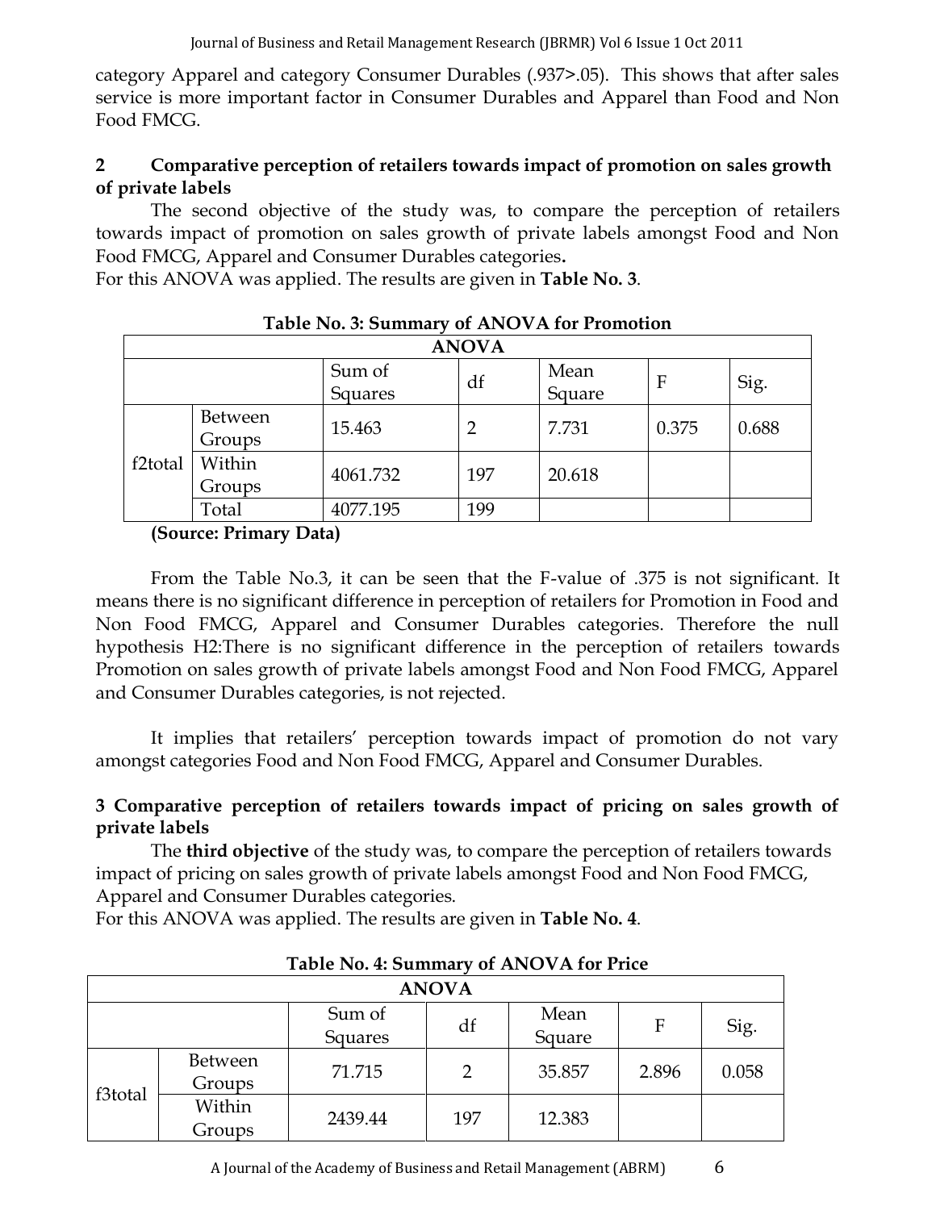category Apparel and category Consumer Durables (.937>.05). This shows that after sales service is more important factor in Consumer Durables and Apparel than Food and Non Food FMCG.

## 2 Comparative perception of retailers towards impact of promotion on sales growth of private labels

The second objective of the study was, to compare the perception of retailers towards impact of promotion on sales growth of private labels amongst Food and Non Food FMCG, Apparel and Consumer Durables categories.

For this ANOVA was applied. The results are given in **Table No. 3**.

**Table No. 3: Summary of ANOVA for Promotion**

| ANOVA | | | | | | |
|---|---|---|---|---|---|---|
| | | Sum of Squares | df | Mean Square | F | Sig. |
| f2total | Between Groups | 15.463 | 2 | 7.731 | 0.375 | 0.688 |
| | Within Groups | 4061.732 | 197 | 20.618 | | |
| | Total | 4077.195 | 199 | | | |

**(Source: Primary Data)**

From the Table No.3, it can be seen that the F-value of .375 is not significant. It means there is no significant difference in perception of retailers for Promotion in Food and Non Food FMCG, Apparel and Consumer Durables categories. Therefore the null hypothesis H2:There is no significant difference in the perception of retailers towards Promotion on sales growth of private labels amongst Food and Non Food FMCG, Apparel and Consumer Durables categories, is not rejected.

It implies that retailers' perception towards impact of promotion do not vary amongst categories Food and Non Food FMCG, Apparel and Consumer Durables.

## 3 Comparative perception of retailers towards impact of pricing on sales growth of private labels

The **third objective** of the study was, to compare the perception of retailers towards impact of pricing on sales growth of private labels amongst Food and Non Food FMCG, Apparel and Consumer Durables categories.

For this ANOVA was applied. The results are given in **Table No. 4**.

**Table No. 4: Summary of ANOVA for Price**

| ANOVA | | | | | | |
|---|---|---|---|---|---|---|
| | | Sum of Squares | df | Mean Square | F | Sig. |
| f3total | Between Groups | 71.715 | 2 | 35.857 | 2.896 | 0.058 |
| | Within Groups | 2439.44 | 197 | 12.383 | | |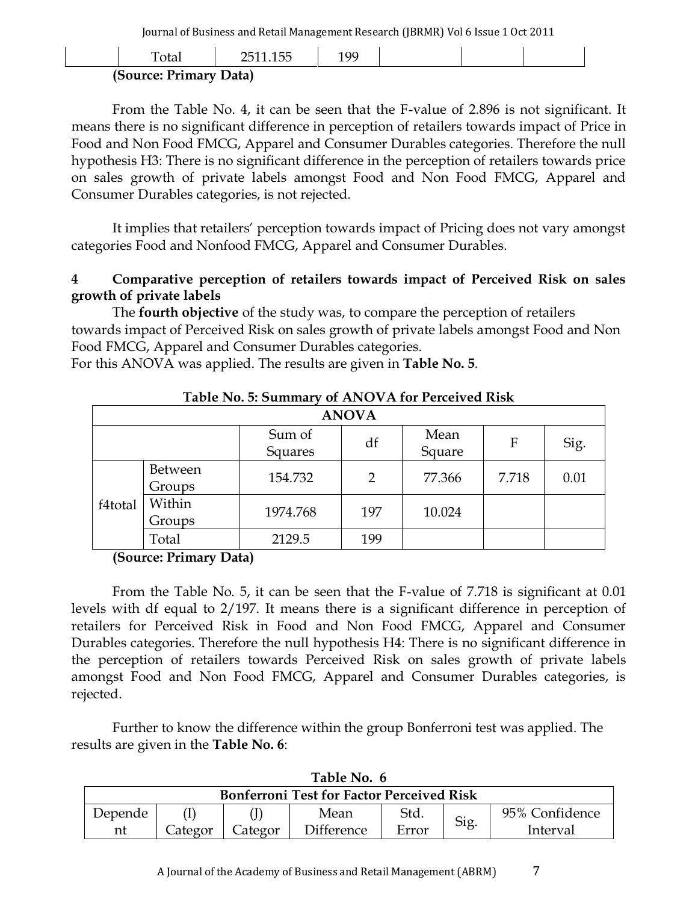| | Total | 2511.155 | 199 | | | |
|---|---|---|---|---|---|---|

**(Source: Primary Data)**

From the Table No. 4, it can be seen that the F-value of 2.896 is not significant. It means there is no significant difference in perception of retailers towards impact of Price in Food and Non Food FMCG, Apparel and Consumer Durables categories. Therefore the null hypothesis H3: There is no significant difference in the perception of retailers towards price on sales growth of private labels amongst Food and Non Food FMCG, Apparel and Consumer Durables categories, is not rejected.

It implies that retailers' perception towards impact of Pricing does not vary amongst categories Food and Nonfood FMCG, Apparel and Consumer Durables.

## 4 Comparative perception of retailers towards impact of Perceived Risk on sales growth of private labels

The **fourth objective** of the study was, to compare the perception of retailers towards impact of Perceived Risk on sales growth of private labels amongst Food and Non Food FMCG, Apparel and Consumer Durables categories.

For this ANOVA was applied. The results are given in **Table No. 5**.

**Table No. 5: Summary of ANOVA for Perceived Risk**

| ANOVA | | | | | | |
|---|---|---|---|---|---|---|
| | | Sum of Squares | df | Mean Square | F | Sig. |
| f4total | Between Groups | 154.732 | 2 | 77.366 | 7.718 | 0.01 |
| | Within Groups | 1974.768 | 197 | 10.024 | | |
| | Total | 2129.5 | 199 | | | |

**(Source: Primary Data)**

From the Table No. 5, it can be seen that the F-value of 7.718 is significant at 0.01 levels with df equal to 2/197. It means there is a significant difference in perception of retailers for Perceived Risk in Food and Non Food FMCG, Apparel and Consumer Durables categories. Therefore the null hypothesis H4: There is no significant difference in the perception of retailers towards Perceived Risk on sales growth of private labels amongst Food and Non Food FMCG, Apparel and Consumer Durables categories, is rejected.

Further to know the difference within the group Bonferroni test was applied. The results are given in the **Table No. 6**:

**Table No. 6**

| Bonferroni Test for Factor Perceived Risk | | | | | | |
|---|---|---|---|---|---|---|
| Dependent | (I) Categor | (J) Categor | Mean Difference | Std. Error | Sig. | 95% Confidence Interval |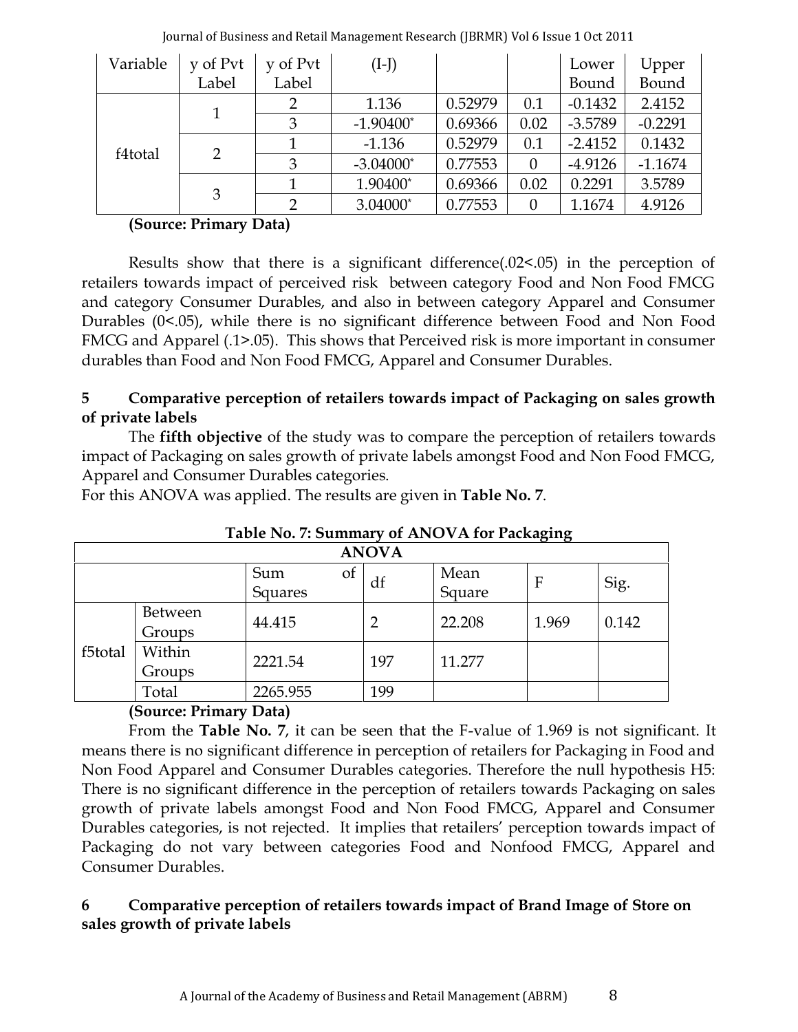| Variable | y of Pvt Label | y of Pvt Label | (I-J) | | | Lower Bound | Upper Bound |
|---|---|---|---|---|---|---|---|
| f4total | 1 | 2 | 1.136 | 0.52979 | 0.1 | -0.1432 | 2.4152 |
| | | 3 | -1.90400* | 0.69366 | 0.02 | -3.5789 | -0.2291 |
| | 2 | 1 | -1.136 | 0.52979 | 0.1 | -2.4152 | 0.1432 |
| | | 3 | -3.04000* | 0.77553 | 0 | -4.9126 | -1.1674 |
| | 3 | 1 | 1.90400* | 0.69366 | 0.02 | 0.2291 | 3.5789 |
| | | 2 | 3.04000* | 0.77553 | 0 | 1.1674 | 4.9126 |

**(Source: Primary Data)**

Results show that there is a significant difference(.02<.05) in the perception of retailers towards impact of perceived risk between category Food and Non Food FMCG and category Consumer Durables, and also in between category Apparel and Consumer Durables (0<.05), while there is no significant difference between Food and Non Food FMCG and Apparel (.1>.05). This shows that Perceived risk is more important in consumer durables than Food and Non Food FMCG, Apparel and Consumer Durables.

## 5 Comparative perception of retailers towards impact of Packaging on sales growth of private labels

The **fifth objective** of the study was to compare the perception of retailers towards impact of Packaging on sales growth of private labels amongst Food and Non Food FMCG, Apparel and Consumer Durables categories.

For this ANOVA was applied. The results are given in **Table No. 7**.

**Table No. 7: Summary of ANOVA for Packaging**

| ANOVA | | | | | | |
|---|---|---|---|---|---|---|
| | | Sum of Squares | df | Mean Square | F | Sig. |
| f5total | Between Groups | 44.415 | 2 | 22.208 | 1.969 | 0.142 |
| | Within Groups | 2221.54 | 197 | 11.277 | | |
| | Total | 2265.955 | 199 | | | |

**(Source: Primary Data)**

From the **Table No. 7**, it can be seen that the F-value of 1.969 is not significant. It means there is no significant difference in perception of retailers for Packaging in Food and Non Food Apparel and Consumer Durables categories. Therefore the null hypothesis H5: There is no significant difference in the perception of retailers towards Packaging on sales growth of private labels amongst Food and Non Food FMCG, Apparel and Consumer Durables categories, is not rejected. It implies that retailers' perception towards impact of Packaging do not vary between categories Food and Nonfood FMCG, Apparel and Consumer Durables.

## 6 Comparative perception of retailers towards impact of Brand Image of Store on sales growth of private labels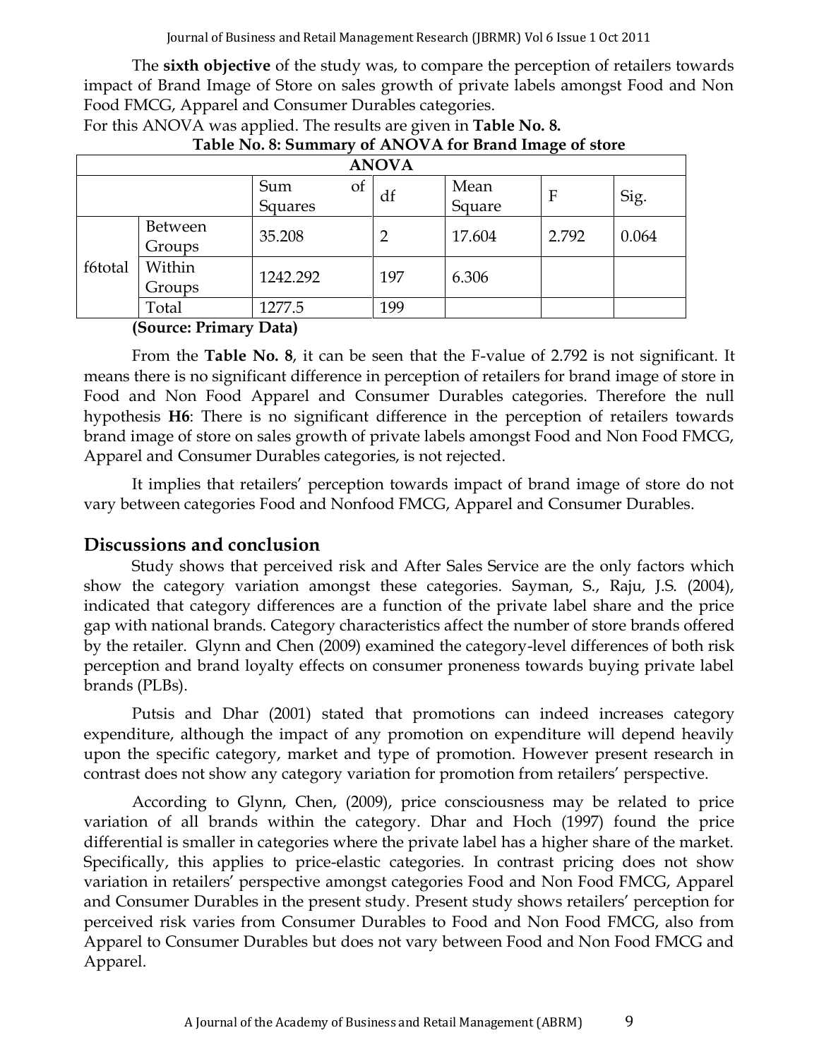The **sixth objective** of the study was, to compare the perception of retailers towards impact of Brand Image of Store on sales growth of private labels amongst Food and Non Food FMCG, Apparel and Consumer Durables categories.

For this ANOVA was applied. The results are given in **Table No. 8.**

**Table No. 8: Summary of ANOVA for Brand Image of store**

| ANOVA | | | | | | |
|---|---|---|---|---|---|---|
| | | Sum of Squares | df | Mean Square | F | Sig. |
| f6total | Between Groups | 35.208 | 2 | 17.604 | 2.792 | 0.064 |
| | Within Groups | 1242.292 | 197 | 6.306 | | |
| | Total | 1277.5 | 199 | | | |

**(Source: Primary Data)**

From the **Table No. 8**, it can be seen that the F-value of 2.792 is not significant. It means there is no significant difference in perception of retailers for brand image of store in Food and Non Food Apparel and Consumer Durables categories. Therefore the null hypothesis **H6**: There is no significant difference in the perception of retailers towards brand image of store on sales growth of private labels amongst Food and Non Food FMCG, Apparel and Consumer Durables categories, is not rejected.

It implies that retailers' perception towards impact of brand image of store do not vary between categories Food and Nonfood FMCG, Apparel and Consumer Durables.

## Discussions and conclusion

Study shows that perceived risk and After Sales Service are the only factors which show the category variation amongst these categories. Sayman, S., Raju, J.S. (2004), indicated that category differences are a function of the private label share and the price gap with national brands. Category characteristics affect the number of store brands offered by the retailer. Glynn and Chen (2009) examined the category-level differences of both risk perception and brand loyalty effects on consumer proneness towards buying private label brands (PLBs).

Putsis and Dhar (2001) stated that promotions can indeed increases category expenditure, although the impact of any promotion on expenditure will depend heavily upon the specific category, market and type of promotion. However present research in contrast does not show any category variation for promotion from retailers' perspective.

According to Glynn, Chen, (2009), price consciousness may be related to price variation of all brands within the category. Dhar and Hoch (1997) found the price differential is smaller in categories where the private label has a higher share of the market. Specifically, this applies to price-elastic categories. In contrast pricing does not show variation in retailers' perspective amongst categories Food and Non Food FMCG, Apparel and Consumer Durables in the present study. Present study shows retailers' perception for perceived risk varies from Consumer Durables to Food and Non Food FMCG, also from Apparel to Consumer Durables but does not vary between Food and Non Food FMCG and Apparel.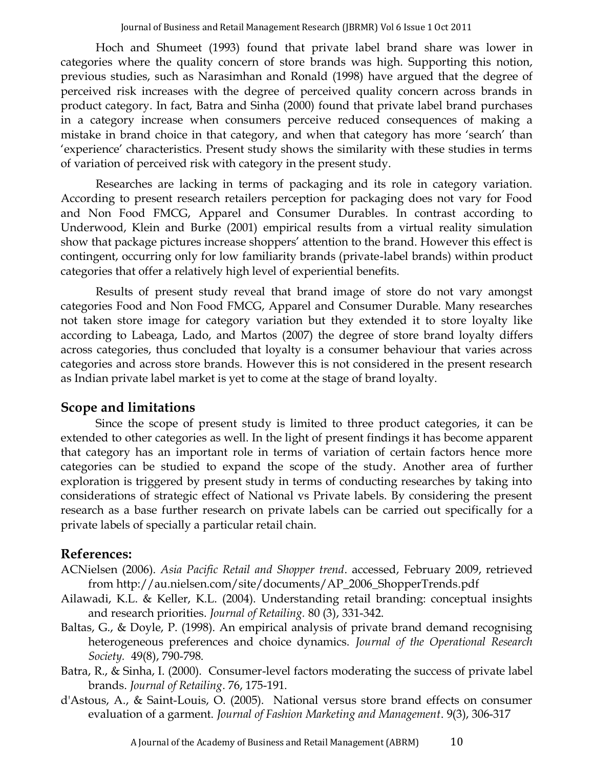Hoch and Shumeet (1993) found that private label brand share was lower in categories where the quality concern of store brands was high. Supporting this notion, previous studies, such as Narasimhan and Ronald (1998) have argued that the degree of perceived risk increases with the degree of perceived quality concern across brands in product category. In fact, Batra and Sinha (2000) found that private label brand purchases in a category increase when consumers perceive reduced consequences of making a mistake in brand choice in that category, and when that category has more 'search' than 'experience' characteristics. Present study shows the similarity with these studies in terms of variation of perceived risk with category in the present study.

Researches are lacking in terms of packaging and its role in category variation. According to present research retailers perception for packaging does not vary for Food and Non Food FMCG, Apparel and Consumer Durables. In contrast according to Underwood, Klein and Burke (2001) empirical results from a virtual reality simulation show that package pictures increase shoppers' attention to the brand. However this effect is contingent, occurring only for low familiarity brands (private-label brands) within product categories that offer a relatively high level of experiential benefits.

Results of present study reveal that brand image of store do not vary amongst categories Food and Non Food FMCG, Apparel and Consumer Durable. Many researches not taken store image for category variation but they extended it to store loyalty like according to Labeaga, Lado, and Martos (2007) the degree of store brand loyalty differs across categories, thus concluded that loyalty is a consumer behaviour that varies across categories and across store brands. However this is not considered in the present research as Indian private label market is yet to come at the stage of brand loyalty.

## Scope and limitations

Since the scope of present study is limited to three product categories, it can be extended to other categories as well. In the light of present findings it has become apparent that category has an important role in terms of variation of certain factors hence more categories can be studied to expand the scope of the study. Another area of further exploration is triggered by present study in terms of conducting researches by taking into considerations of strategic effect of National vs Private labels. By considering the present research as a base further research on private labels can be carried out specifically for a private labels of specially a particular retail chain.

## References:

ACNielsen (2006). *Asia Pacific Retail and Shopper trend*. accessed, February 2009, retrieved from http://au.nielsen.com/site/documents/AP_2006_ShopperTrends.pdf

Ailawadi, K.L. & Keller, K.L. (2004). Understanding retail branding: conceptual insights and research priorities. *Journal of Retailing.* 80 (3), 331-342.

Baltas, G., & Doyle, P. (1998). An empirical analysis of private brand demand recognising heterogeneous preferences and choice dynamics. *Journal of the Operational Research Society.* 49(8), 790-798.

Batra, R., & Sinha, I. (2000). Consumer-level factors moderating the success of private label brands. *Journal of Retailing*. 76, 175-191.

d'Astous, A., & Saint-Louis, O. (2005). National versus store brand effects on consumer evaluation of a garment. *Journal of Fashion Marketing and Management*. 9(3), 306-317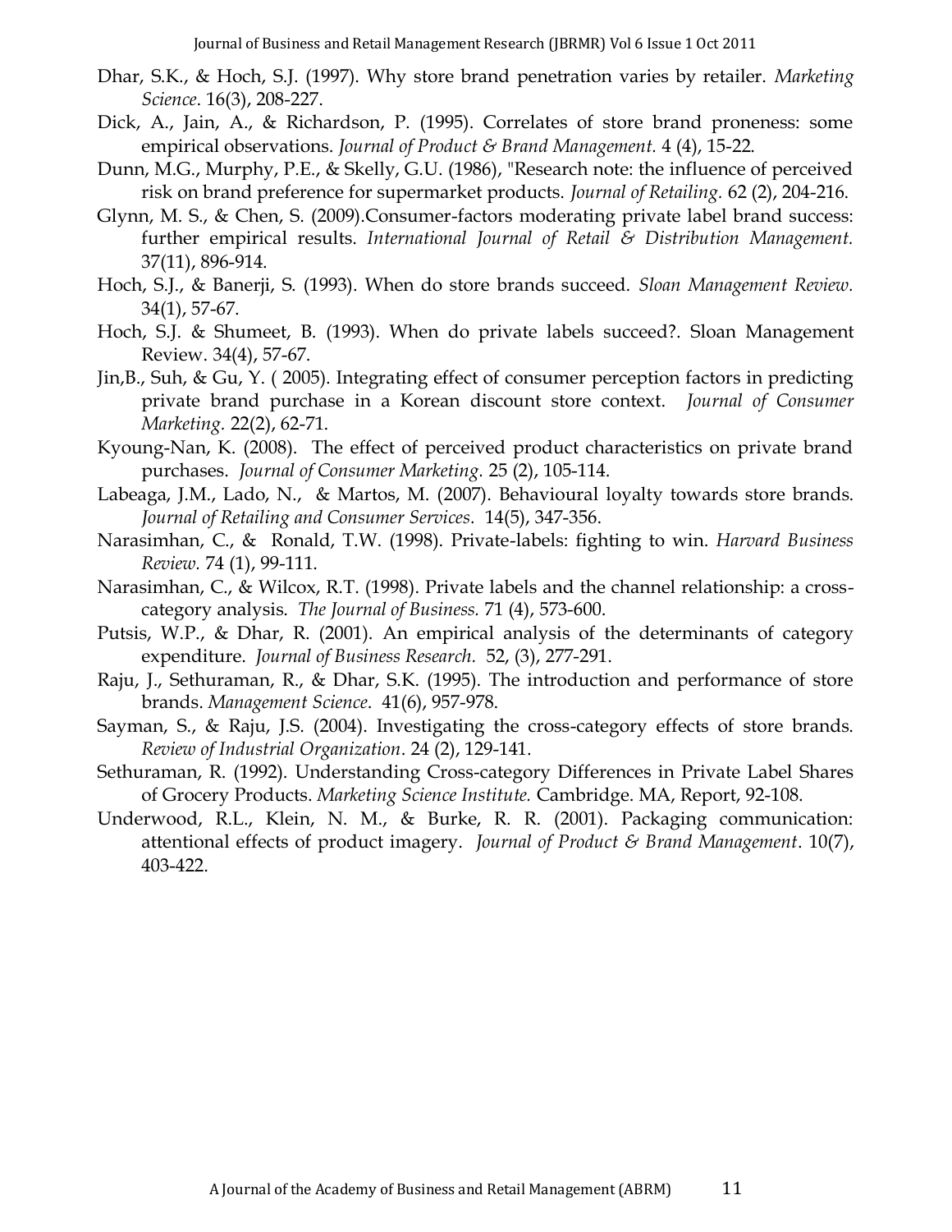Dhar, S.K., & Hoch, S.J. (1997). Why store brand penetration varies by retailer. *Marketing Science*. 16(3), 208-227.

Dick, A., Jain, A., & Richardson, P. (1995). Correlates of store brand proneness: some empirical observations. *Journal of Product & Brand Management.* 4 (4), 15-22.

Dunn, M.G., Murphy, P.E., & Skelly, G.U. (1986), "Research note: the influence of perceived risk on brand preference for supermarket products. *Journal of Retailing.* 62 (2), 204-216.

Glynn, M. S., & Chen, S. (2009).Consumer-factors moderating private label brand success: further empirical results. *International Journal of Retail & Distribution Management.* 37(11), 896-914.

Hoch, S.J., & Banerji, S. (1993). When do store brands succeed. *Sloan Management Review.* 34(1), 57-67.

Hoch, S.J. & Shumeet, B. (1993). When do private labels succeed?. Sloan Management Review. 34(4), 57-67.

Jin,B., Suh, & Gu, Y. ( 2005). Integrating effect of consumer perception factors in predicting private brand purchase in a Korean discount store context. *Journal of Consumer Marketing.* 22(2), 62-71.

Kyoung-Nan, K. (2008). The effect of perceived product characteristics on private brand purchases. *Journal of Consumer Marketing.* 25 (2), 105-114.

Labeaga, J.M., Lado, N., & Martos, M. (2007). Behavioural loyalty towards store brands. *Journal of Retailing and Consumer Services.* 14(5), 347-356.

Narasimhan, C., & Ronald, T.W. (1998). Private-labels: fighting to win. *Harvard Business Review.* 74 (1), 99-111.

Narasimhan, C., & Wilcox, R.T. (1998). Private labels and the channel relationship: a cross-category analysis. *The Journal of Business.* 71 (4), 573-600.

Putsis, W.P., & Dhar, R. (2001). An empirical analysis of the determinants of category expenditure. *Journal of Business Research.* 52, (3), 277-291.

Raju, J., Sethuraman, R., & Dhar, S.K. (1995). The introduction and performance of store brands. *Management Science*. 41(6), 957-978.

Sayman, S., & Raju, J.S. (2004). Investigating the cross-category effects of store brands. *Review of Industrial Organization*. 24 (2), 129-141.

Sethuraman, R. (1992). Understanding Cross-category Differences in Private Label Shares of Grocery Products. *Marketing Science Institute.* Cambridge. MA, Report, 92-108.

Underwood, R.L., Klein, N. M., & Burke, R. R. (2001). Packaging communication: attentional effects of product imagery. *Journal of Product & Brand Management*. 10(7), 403-422.